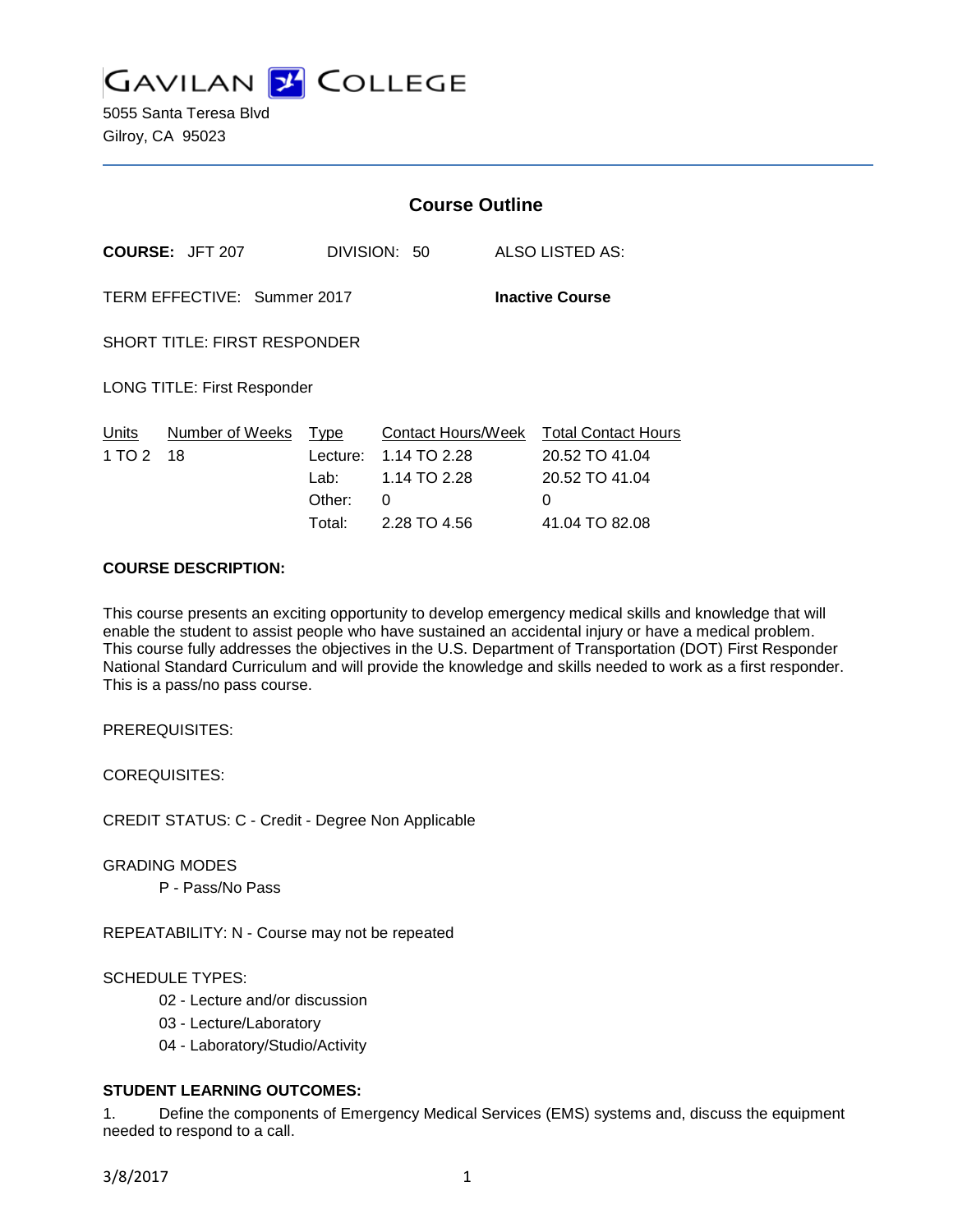# GAVILAN COLLEGE

5055 Santa Teresa Blvd
Gilroy, CA 95023

## Course Outline

**COURSE:** JFT 207 DIVISION: 50 ALSO LISTED AS:

TERM EFFECTIVE: Summer 2017 **Inactive Course**

SHORT TITLE: FIRST RESPONDER

LONG TITLE: First Responder

| Units | Number of Weeks | Type | Contact Hours/Week | Total Contact Hours |
|---|---|---|---|---|
| 1 TO 2 | 18 | Lecture: | 1.14 TO 2.28 | 20.52 TO 41.04 |
| | | Lab: | 1.14 TO 2.28 | 20.52 TO 41.04 |
| | | Other: | 0 | 0 |
| | | Total: | 2.28 TO 4.56 | 41.04 TO 82.08 |

**COURSE DESCRIPTION:**

This course presents an exciting opportunity to develop emergency medical skills and knowledge that will enable the student to assist people who have sustained an accidental injury or have a medical problem. This course fully addresses the objectives in the U.S. Department of Transportation (DOT) First Responder National Standard Curriculum and will provide the knowledge and skills needed to work as a first responder. This is a pass/no pass course.

PREREQUISITES:

COREQUISITES:

CREDIT STATUS: C - Credit - Degree Non Applicable

GRADING MODES

P - Pass/No Pass

REPEATABILITY: N - Course may not be repeated

SCHEDULE TYPES:

02 - Lecture and/or discussion

03 - Lecture/Laboratory

04 - Laboratory/Studio/Activity

**STUDENT LEARNING OUTCOMES:**

1. Define the components of Emergency Medical Services (EMS) systems and, discuss the equipment needed to respond to a call.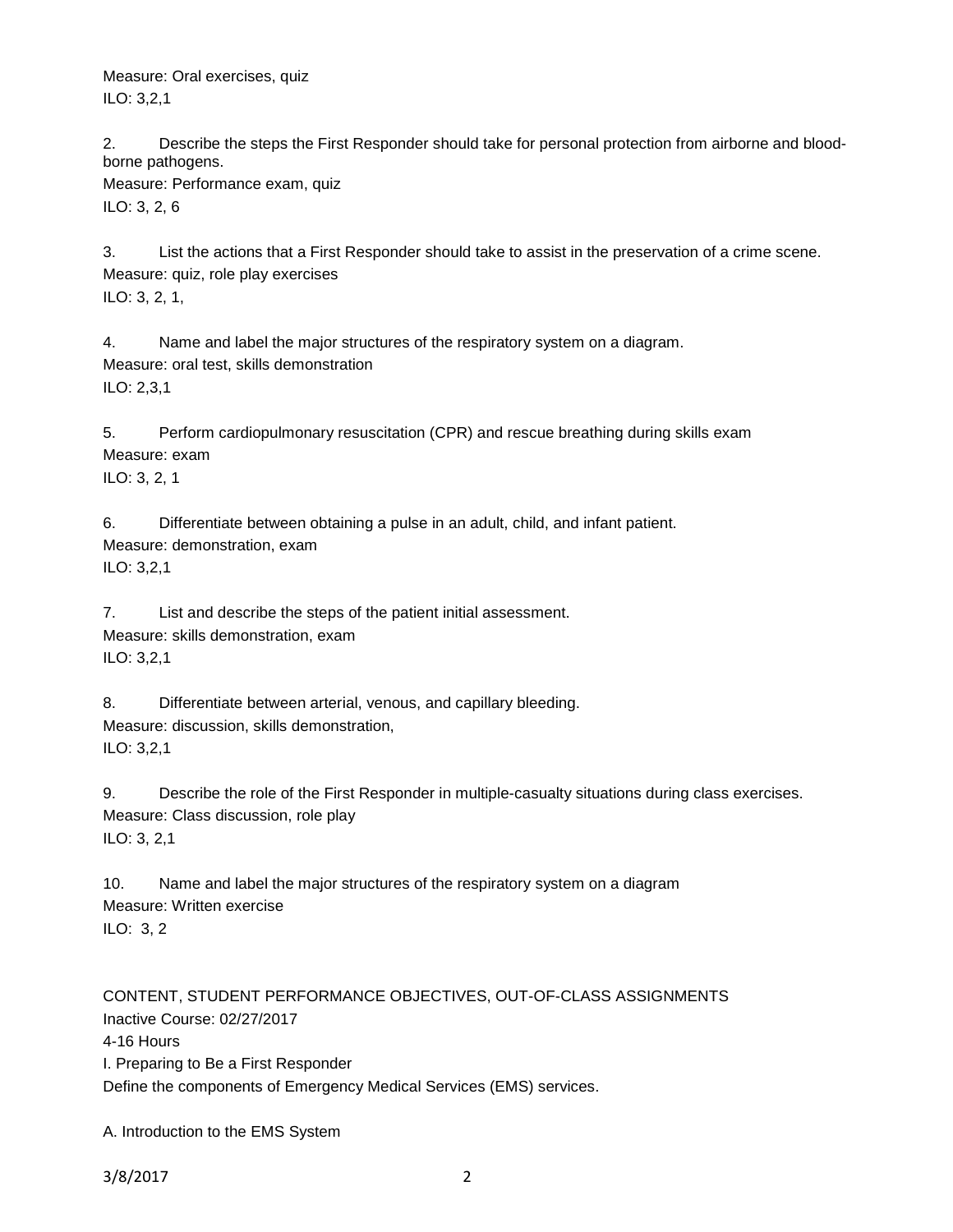Measure: Oral exercises, quiz
ILO: 3,2,1

2. Describe the steps the First Responder should take for personal protection from airborne and blood-borne pathogens.
Measure: Performance exam, quiz
ILO: 3, 2, 6

3. List the actions that a First Responder should take to assist in the preservation of a crime scene.
Measure: quiz, role play exercises
ILO: 3, 2, 1,

4. Name and label the major structures of the respiratory system on a diagram.
Measure: oral test, skills demonstration
ILO: 2,3,1

5. Perform cardiopulmonary resuscitation (CPR) and rescue breathing during skills exam
Measure: exam
ILO: 3, 2, 1

6. Differentiate between obtaining a pulse in an adult, child, and infant patient.
Measure: demonstration, exam
ILO: 3,2,1

7. List and describe the steps of the patient initial assessment.
Measure: skills demonstration, exam
ILO: 3,2,1

8. Differentiate between arterial, venous, and capillary bleeding.
Measure: discussion, skills demonstration,
ILO: 3,2,1

9. Describe the role of the First Responder in multiple-casualty situations during class exercises.
Measure: Class discussion, role play
ILO: 3, 2,1

10. Name and label the major structures of the respiratory system on a diagram
Measure: Written exercise
ILO: 3, 2

CONTENT, STUDENT PERFORMANCE OBJECTIVES, OUT-OF-CLASS ASSIGNMENTS
Inactive Course: 02/27/2017
4-16 Hours
I. Preparing to Be a First Responder
Define the components of Emergency Medical Services (EMS) services.

A. Introduction to the EMS System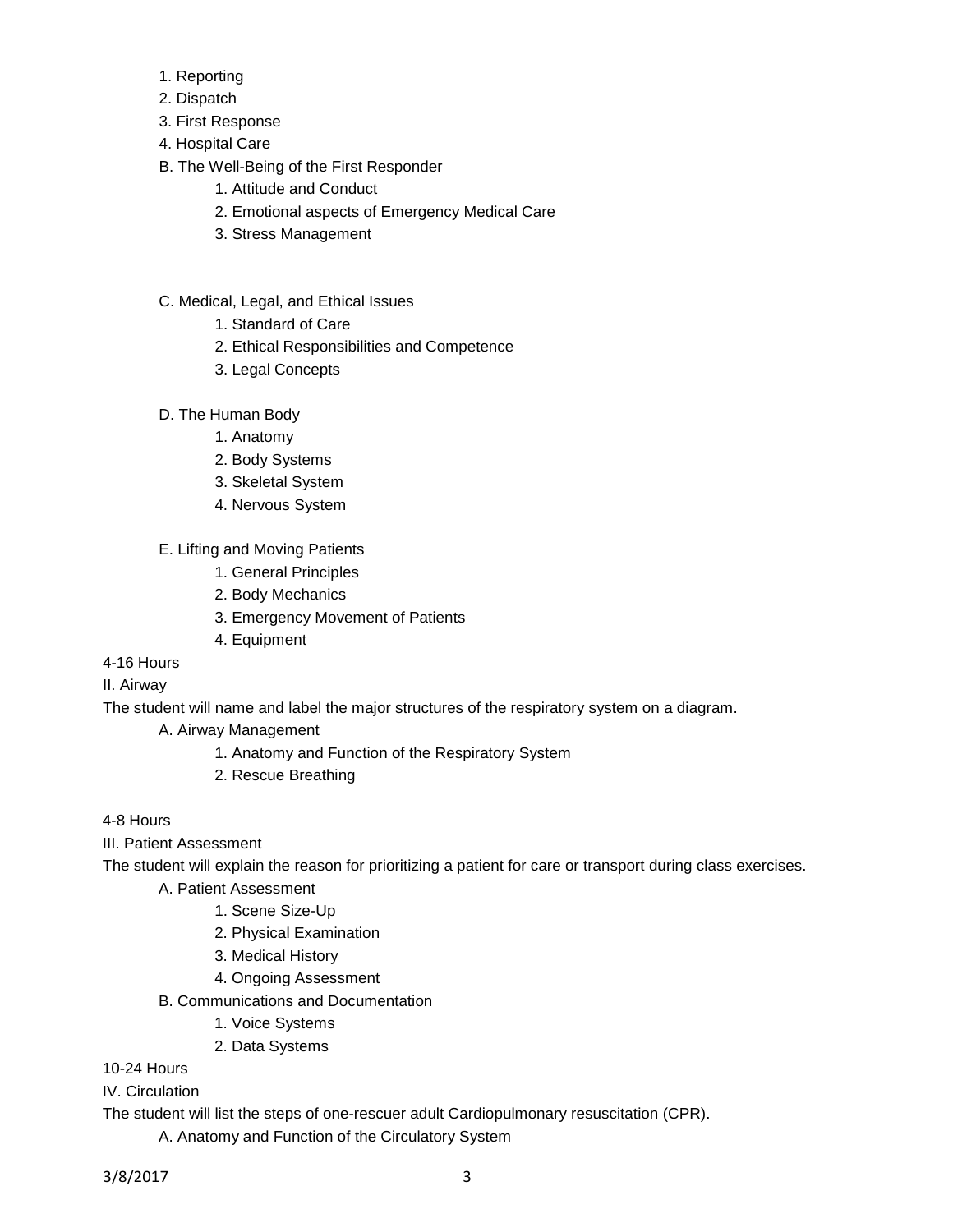1. Reporting
2. Dispatch
3. First Response
4. Hospital Care

B. The Well-Being of the First Responder

1. Attitude and Conduct
2. Emotional aspects of Emergency Medical Care
3. Stress Management

C. Medical, Legal, and Ethical Issues

1. Standard of Care
2. Ethical Responsibilities and Competence
3. Legal Concepts

D. The Human Body

1. Anatomy
2. Body Systems
3. Skeletal System
4. Nervous System

E. Lifting and Moving Patients

1. General Principles
2. Body Mechanics
3. Emergency Movement of Patients
4. Equipment

4-16 Hours

II. Airway

The student will name and label the major structures of the respiratory system on a diagram.

A. Airway Management

1. Anatomy and Function of the Respiratory System
2. Rescue Breathing

4-8 Hours

III. Patient Assessment

The student will explain the reason for prioritizing a patient for care or transport during class exercises.

A. Patient Assessment

1. Scene Size-Up
2. Physical Examination
3. Medical History
4. Ongoing Assessment

B. Communications and Documentation

1. Voice Systems
2. Data Systems

10-24 Hours

IV. Circulation

The student will list the steps of one-rescuer adult Cardiopulmonary resuscitation (CPR).

A. Anatomy and Function of the Circulatory System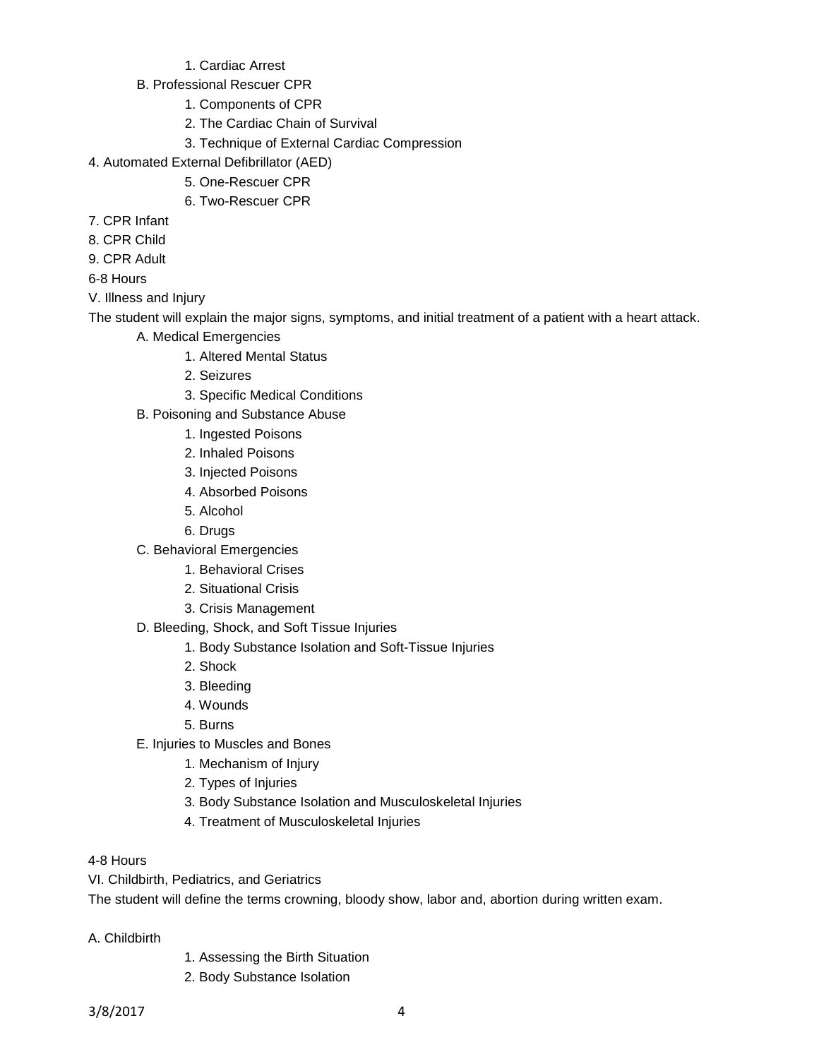1. Cardiac Arrest

B. Professional Rescuer CPR

1. Components of CPR
2. The Cardiac Chain of Survival
3. Technique of External Cardiac Compression

4. Automated External Defibrillator (AED)

5. One-Rescuer CPR
6. Two-Rescuer CPR

7. CPR Infant

8. CPR Child

9. CPR Adult

6-8 Hours

V. Illness and Injury

The student will explain the major signs, symptoms, and initial treatment of a patient with a heart attack.

A. Medical Emergencies

1. Altered Mental Status
2. Seizures
3. Specific Medical Conditions

B. Poisoning and Substance Abuse

1. Ingested Poisons
2. Inhaled Poisons
3. Injected Poisons
4. Absorbed Poisons
5. Alcohol
6. Drugs

C. Behavioral Emergencies

1. Behavioral Crises
2. Situational Crisis
3. Crisis Management

D. Bleeding, Shock, and Soft Tissue Injuries

1. Body Substance Isolation and Soft-Tissue Injuries
2. Shock
3. Bleeding
4. Wounds
5. Burns

E. Injuries to Muscles and Bones

1. Mechanism of Injury
2. Types of Injuries
3. Body Substance Isolation and Musculoskeletal Injuries
4. Treatment of Musculoskeletal Injuries

4-8 Hours

VI. Childbirth, Pediatrics, and Geriatrics

The student will define the terms crowning, bloody show, labor and, abortion during written exam.

A. Childbirth

1. Assessing the Birth Situation
2. Body Substance Isolation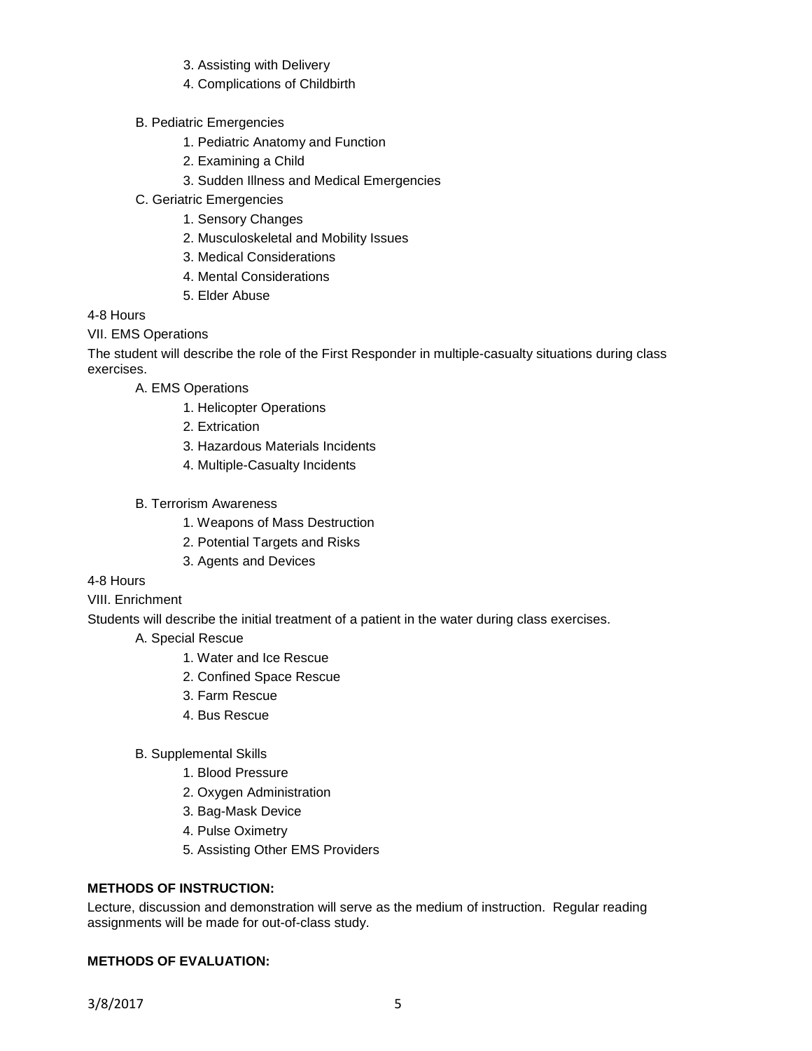3. Assisting with Delivery
        4. Complications of Childbirth

    B. Pediatric Emergencies
        1. Pediatric Anatomy and Function
        2. Examining a Child
        3. Sudden Illness and Medical Emergencies

    C. Geriatric Emergencies
        1. Sensory Changes
        2. Musculoskeletal and Mobility Issues
        3. Medical Considerations
        4. Mental Considerations
        5. Elder Abuse

4-8 Hours

VII. EMS Operations

The student will describe the role of the First Responder in multiple-casualty situations during class exercises.

- A. EMS Operations
    1. Helicopter Operations
    2. Extrication
    3. Hazardous Materials Incidents
    4. Multiple-Casualty Incidents

- B. Terrorism Awareness
    1. Weapons of Mass Destruction
    2. Potential Targets and Risks
    3. Agents and Devices

4-8 Hours

VIII. Enrichment

Students will describe the initial treatment of a patient in the water during class exercises.

- A. Special Rescue
    1. Water and Ice Rescue
    2. Confined Space Rescue
    3. Farm Rescue
    4. Bus Rescue

- B. Supplemental Skills
    1. Blood Pressure
    2. Oxygen Administration
    3. Bag-Mask Device
    4. Pulse Oximetry
    5. Assisting Other EMS Providers

**METHODS OF INSTRUCTION:**

Lecture, discussion and demonstration will serve as the medium of instruction. Regular reading assignments will be made for out-of-class study.

**METHODS OF EVALUATION:**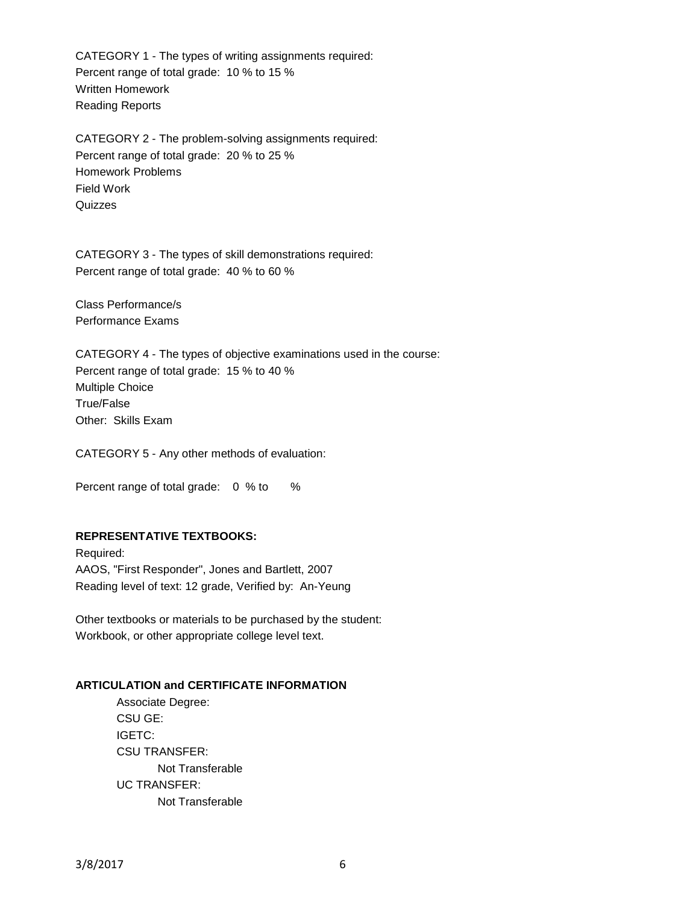CATEGORY 1 - The types of writing assignments required:
Percent range of total grade: 10 % to 15 %
Written Homework
Reading Reports

CATEGORY 2 - The problem-solving assignments required:
Percent range of total grade: 20 % to 25 %
Homework Problems
Field Work
Quizzes

CATEGORY 3 - The types of skill demonstrations required:
Percent range of total grade: 40 % to 60 %

Class Performance/s
Performance Exams

CATEGORY 4 - The types of objective examinations used in the course:
Percent range of total grade: 15 % to 40 %
Multiple Choice
True/False
Other: Skills Exam

CATEGORY 5 - Any other methods of evaluation:

Percent range of total grade: 0 % to %

**REPRESENTATIVE TEXTBOOKS:**

Required:
AAOS, "First Responder", Jones and Bartlett, 2007
Reading level of text: 12 grade, Verified by: An-Yeung

Other textbooks or materials to be purchased by the student:
Workbook, or other appropriate college level text.

**ARTICULATION and CERTIFICATE INFORMATION**

Associate Degree:
CSU GE:
IGETC:
CSU TRANSFER:
Not Transferable
UC TRANSFER:
Not Transferable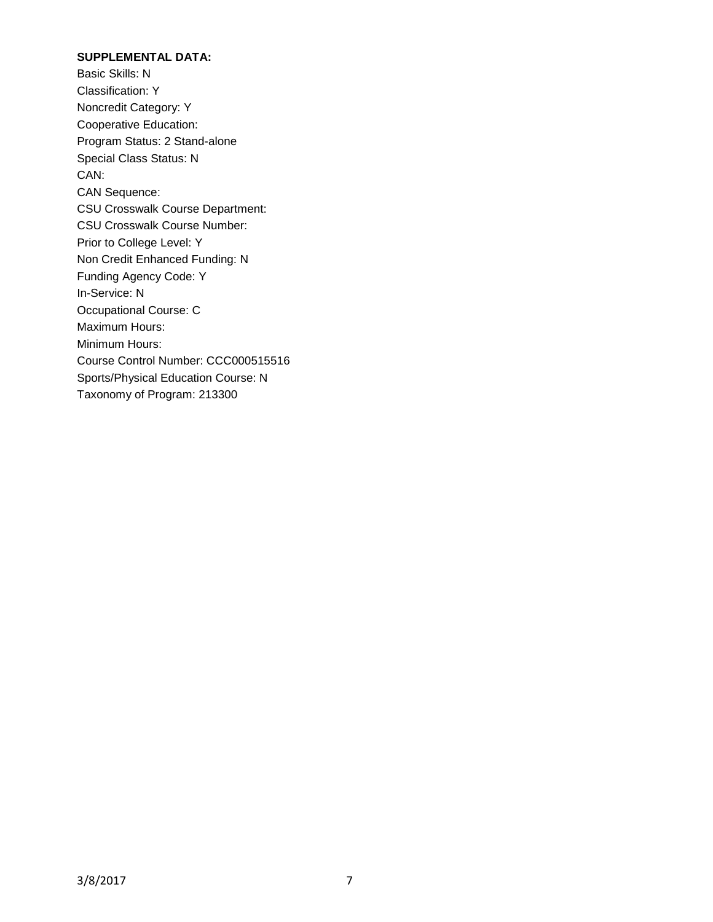**SUPPLEMENTAL DATA:**

Basic Skills: N
Classification: Y
Noncredit Category: Y
Cooperative Education:
Program Status: 2 Stand-alone
Special Class Status: N
CAN:
CAN Sequence:
CSU Crosswalk Course Department:
CSU Crosswalk Course Number:
Prior to College Level: Y
Non Credit Enhanced Funding: N
Funding Agency Code: Y
In-Service: N
Occupational Course: C
Maximum Hours:
Minimum Hours:
Course Control Number: CCC000515516
Sports/Physical Education Course: N
Taxonomy of Program: 213300